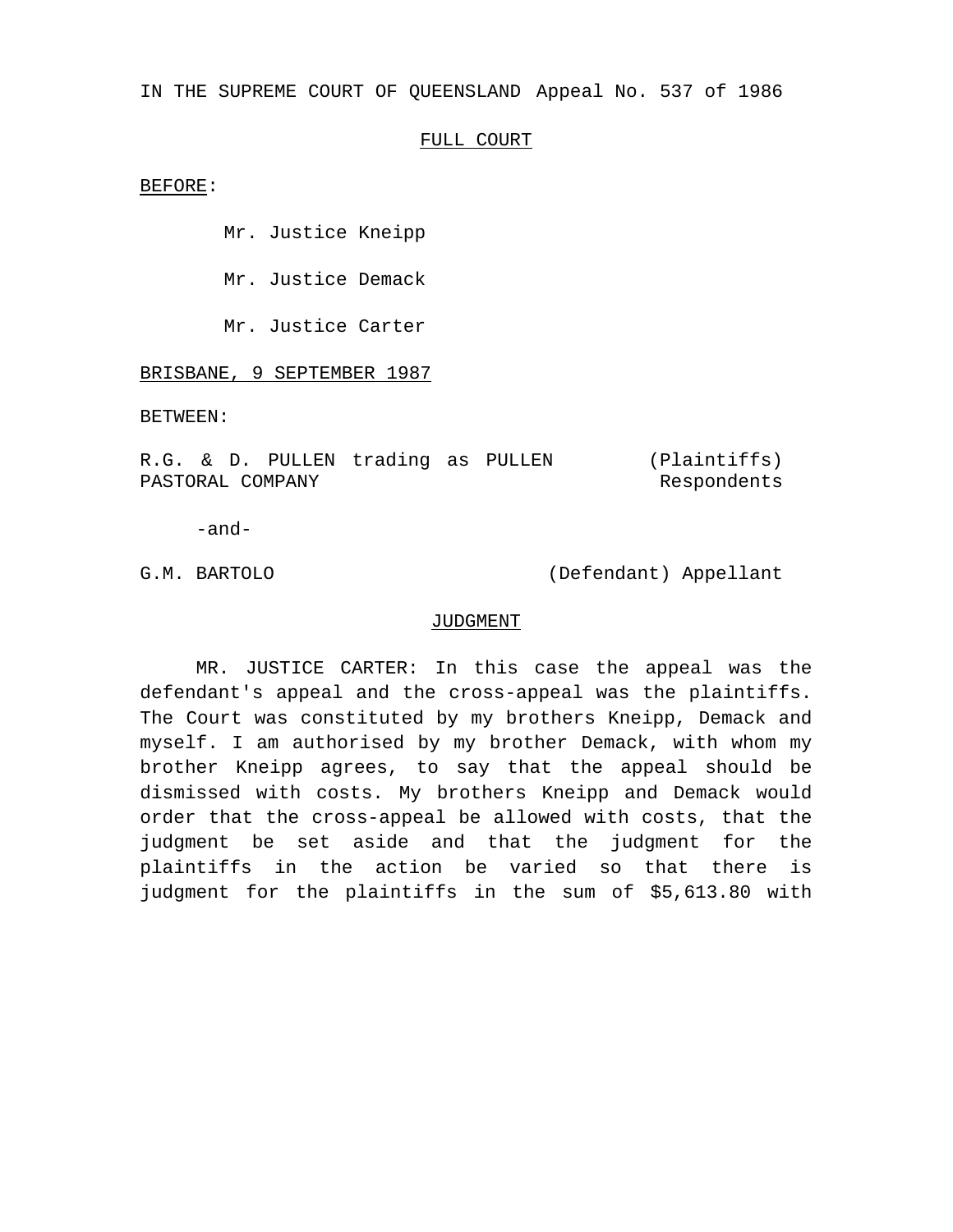IN THE SUPREME COURT OF QUEENSLAND Appeal No. 537 of 1986

FULL COURT

BEFORE:

Mr. Justice Kneipp

Mr. Justice Demack

Mr. Justice Carter

BRISBANE, 9 SEPTEMBER 1987

BETWEEN:

R.G. & D. PULLEN trading as PULLEN PASTORAL COMPANY (Plaintiffs) Respondents

-and-

G.M. BARTOLO (Defendant) Appellant

JUDGMENT

MR. JUSTICE CARTER: In this case the appeal was the defendant's appeal and the cross-appeal was the plaintiffs. The Court was constituted by my brothers Kneipp, Demack and myself. I am authorised by my brother Demack, with whom my brother Kneipp agrees, to say that the appeal should be dismissed with costs. My brothers Kneipp and Demack would order that the cross-appeal be allowed with costs, that the judgment be set aside and that the judgment for the plaintiffs in the action be varied so that there is judgment for the plaintiffs in the sum of $5,613.80 with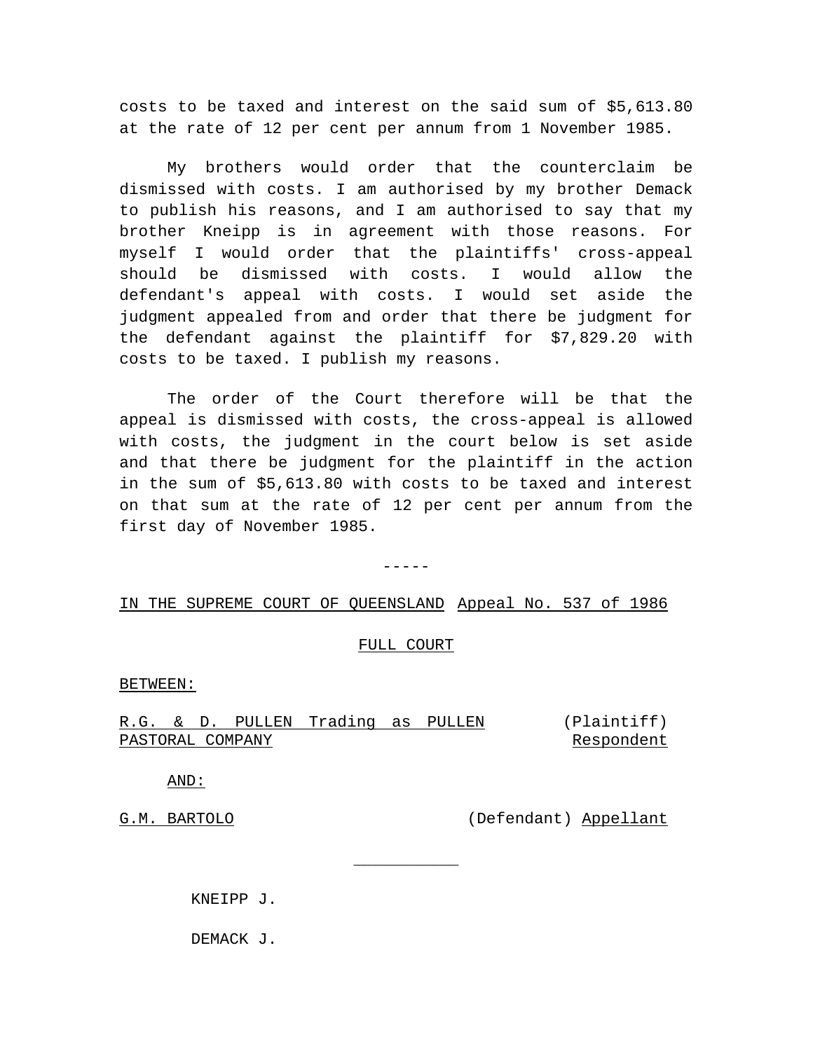costs to be taxed and interest on the said sum of $5,613.80 at the rate of 12 per cent per annum from 1 November 1985.

My brothers would order that the counterclaim be dismissed with costs. I am authorised by my brother Demack to publish his reasons, and I am authorised to say that my brother Kneipp is in agreement with those reasons. For myself I would order that the plaintiffs' cross-appeal should be dismissed with costs. I would allow the defendant's appeal with costs. I would set aside the judgment appealed from and order that there be judgment for the defendant against the plaintiff for $7,829.20 with costs to be taxed. I publish my reasons.

The order of the Court therefore will be that the appeal is dismissed with costs, the cross-appeal is allowed with costs, the judgment in the court below is set aside and that there be judgment for the plaintiff in the action in the sum of $5,613.80 with costs to be taxed and interest on that sum at the rate of 12 per cent per annum from the first day of November 1985.

-----

IN THE SUPREME COURT OF QUEENSLAND Appeal No. 537 of 1986

FULL COURT

BETWEEN:

R.G. & D. PULLEN Trading as PULLEN PASTORAL COMPANY (Plaintiff) Respondent

AND:

G.M. BARTOLO (Defendant) Appellant

KNEIPP J.

DEMACK J.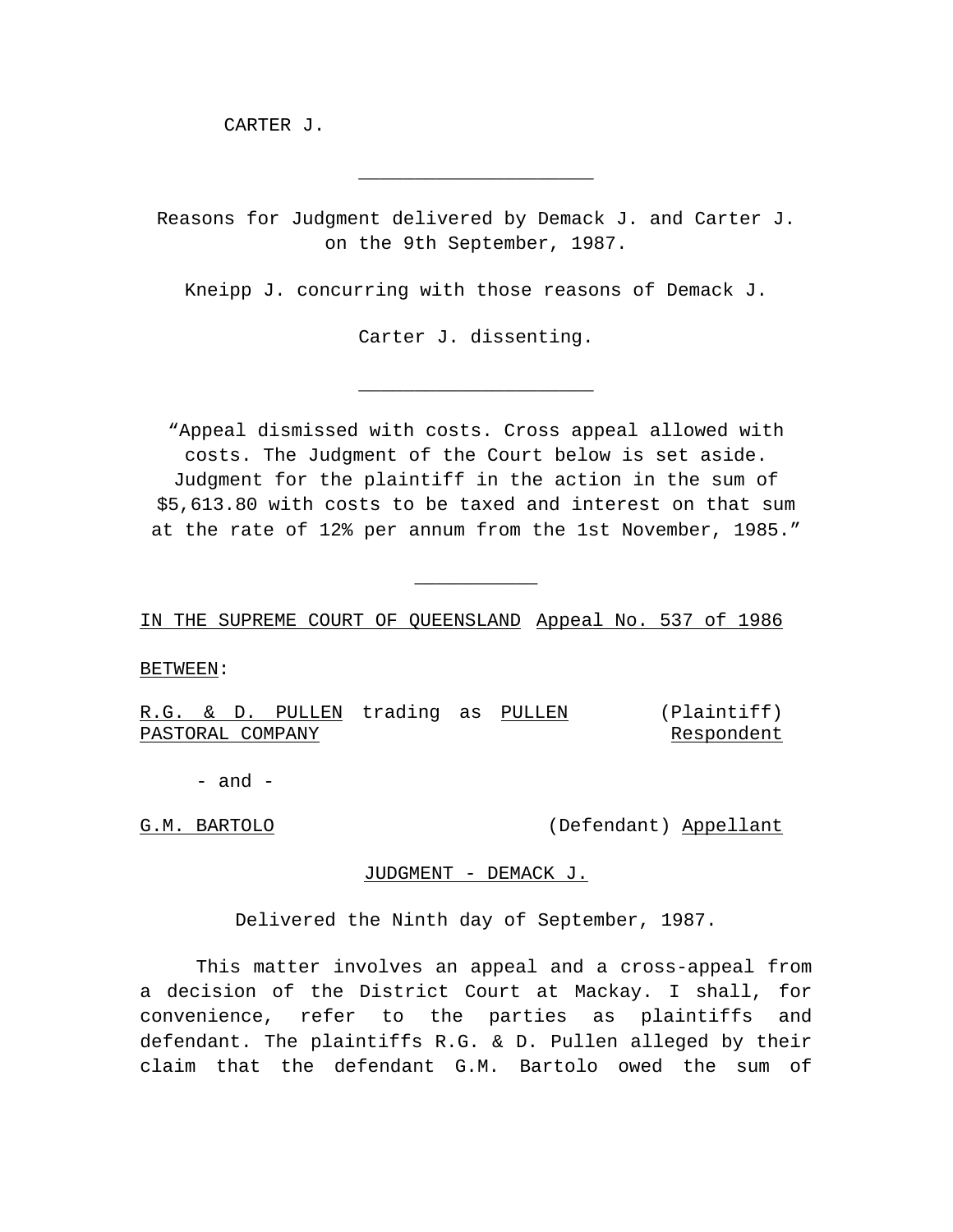CARTER J.

---

Reasons for Judgment delivered by Demack J. and Carter J. on the 9th September, 1987.

Kneipp J. concurring with those reasons of Demack J.

Carter J. dissenting.

---

"Appeal dismissed with costs. Cross appeal allowed with costs. The Judgment of the Court below is set aside. Judgment for the plaintiff in the action in the sum of $5,613.80 with costs to be taxed and interest on that sum at the rate of 12% per annum from the 1st November, 1985."

---

IN THE SUPREME COURT OF QUEENSLAND Appeal No. 537 of 1986

BETWEEN:

R.G. & D. PULLEN trading as PULLEN PASTORAL COMPANY (Plaintiff) Respondent

- and -

G.M. BARTOLO (Defendant) Appellant

JUDGMENT - DEMACK J.

Delivered the Ninth day of September, 1987.

This matter involves an appeal and a cross-appeal from a decision of the District Court at Mackay. I shall, for convenience, refer to the parties as plaintiffs and defendant. The plaintiffs R.G. & D. Pullen alleged by their claim that the defendant G.M. Bartolo owed the sum of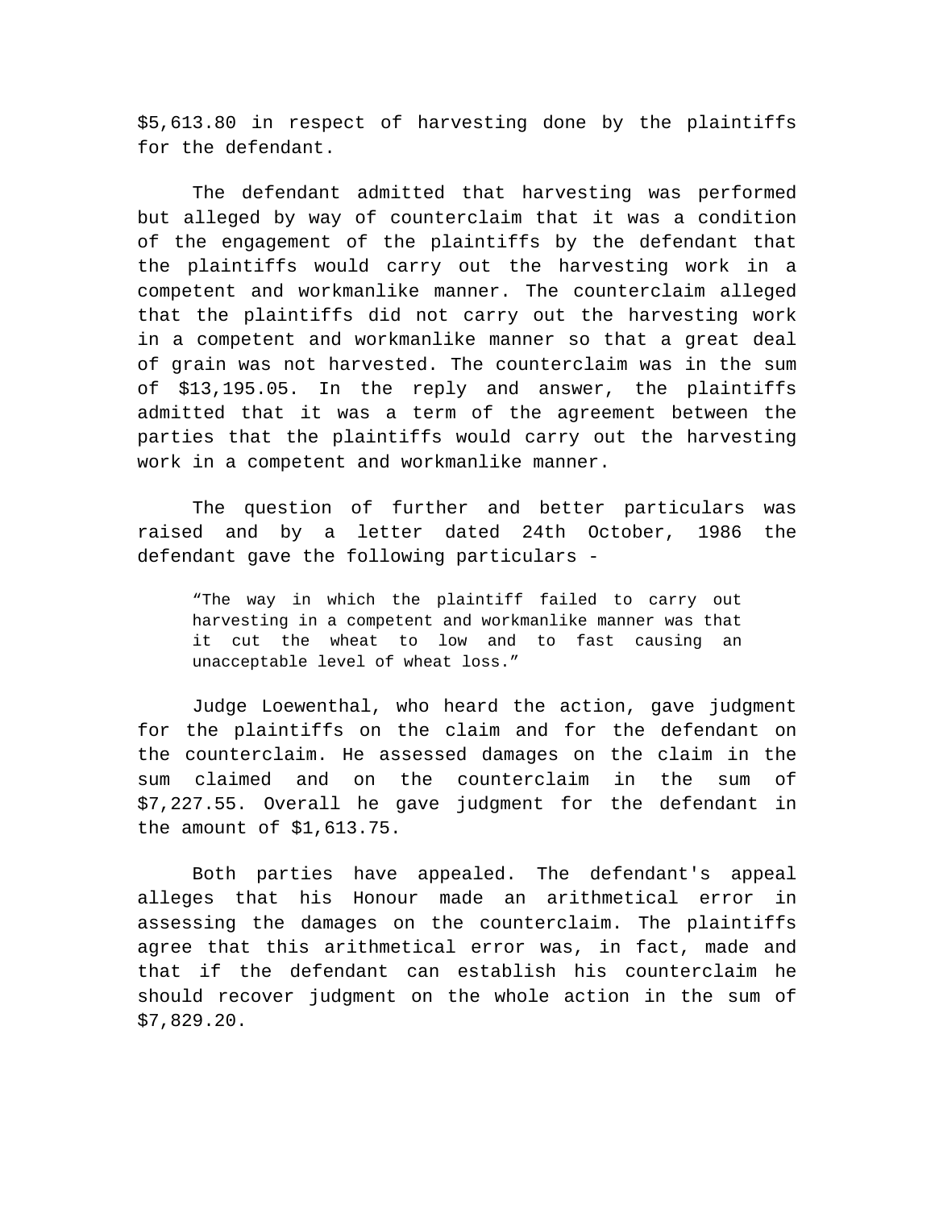$5,613.80 in respect of harvesting done by the plaintiffs for the defendant.

The defendant admitted that harvesting was performed but alleged by way of counterclaim that it was a condition of the engagement of the plaintiffs by the defendant that the plaintiffs would carry out the harvesting work in a competent and workmanlike manner. The counterclaim alleged that the plaintiffs did not carry out the harvesting work in a competent and workmanlike manner so that a great deal of grain was not harvested. The counterclaim was in the sum of $13,195.05. In the reply and answer, the plaintiffs admitted that it was a term of the agreement between the parties that the plaintiffs would carry out the harvesting work in a competent and workmanlike manner.

The question of further and better particulars was raised and by a letter dated 24th October, 1986 the defendant gave the following particulars -

> "The way in which the plaintiff failed to carry out harvesting in a competent and workmanlike manner was that it cut the wheat to low and to fast causing an unacceptable level of wheat loss."

Judge Loewenthal, who heard the action, gave judgment for the plaintiffs on the claim and for the defendant on the counterclaim. He assessed damages on the claim in the sum claimed and on the counterclaim in the sum of $7,227.55. Overall he gave judgment for the defendant in the amount of $1,613.75.

Both parties have appealed. The defendant's appeal alleges that his Honour made an arithmetical error in assessing the damages on the counterclaim. The plaintiffs agree that this arithmetical error was, in fact, made and that if the defendant can establish his counterclaim he should recover judgment on the whole action in the sum of $7,829.20.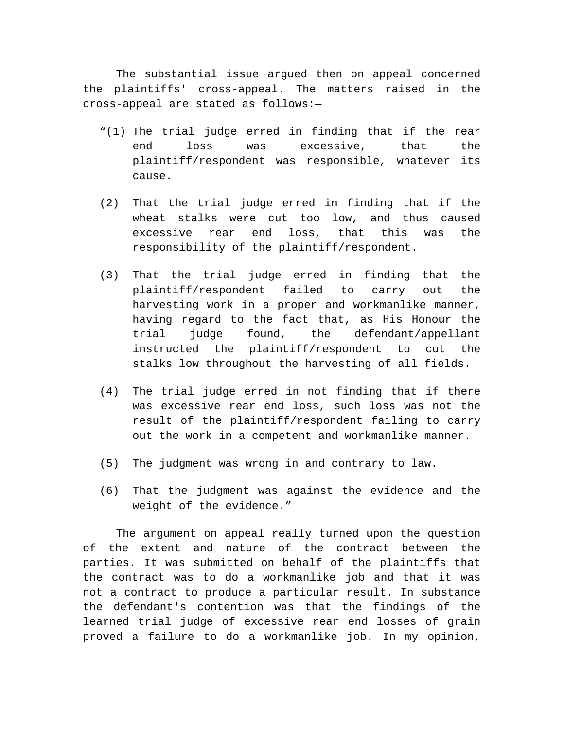The substantial issue argued then on appeal concerned the plaintiffs' cross-appeal. The matters raised in the cross-appeal are stated as follows:—

“(1) The trial judge erred in finding that if the rear end loss was excessive, that the plaintiff/respondent was responsible, whatever its cause.

(2) That the trial judge erred in finding that if the wheat stalks were cut too low, and thus caused excessive rear end loss, that this was the responsibility of the plaintiff/respondent.

(3) That the trial judge erred in finding that the plaintiff/respondent failed to carry out the harvesting work in a proper and workmanlike manner, having regard to the fact that, as His Honour the trial judge found, the defendant/appellant instructed the plaintiff/respondent to cut the stalks low throughout the harvesting of all fields.

(4) The trial judge erred in not finding that if there was excessive rear end loss, such loss was not the result of the plaintiff/respondent failing to carry out the work in a competent and workmanlike manner.

(5) The judgment was wrong in and contrary to law.

(6) That the judgment was against the evidence and the weight of the evidence.”

The argument on appeal really turned upon the question of the extent and nature of the contract between the parties. It was submitted on behalf of the plaintiffs that the contract was to do a workmanlike job and that it was not a contract to produce a particular result. In substance the defendant's contention was that the findings of the learned trial judge of excessive rear end losses of grain proved a failure to do a workmanlike job. In my opinion,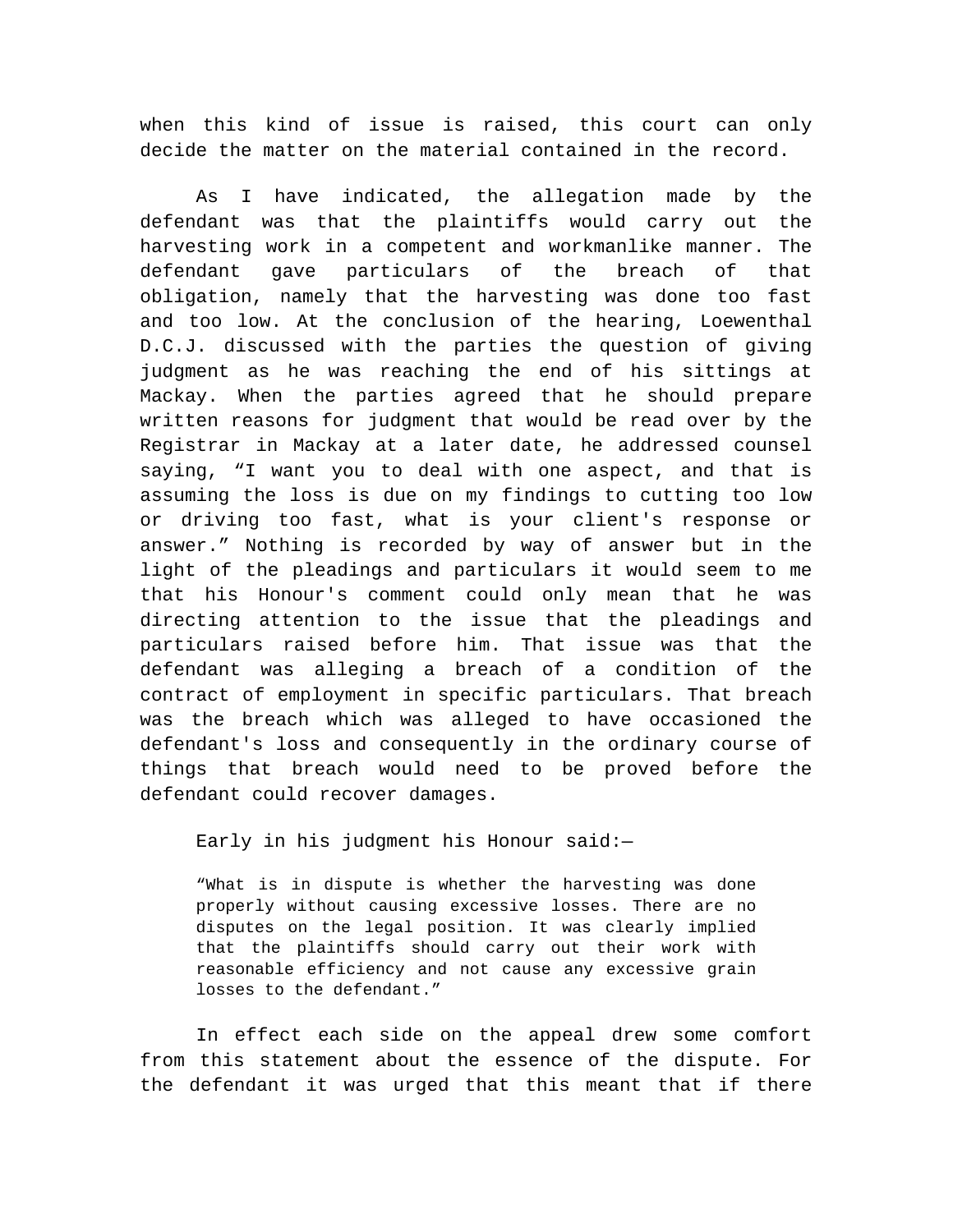when this kind of issue is raised, this court can only decide the matter on the material contained in the record.

As I have indicated, the allegation made by the defendant was that the plaintiffs would carry out the harvesting work in a competent and workmanlike manner. The defendant gave particulars of the breach of that obligation, namely that the harvesting was done too fast and too low. At the conclusion of the hearing, Loewenthal D.C.J. discussed with the parties the question of giving judgment as he was reaching the end of his sittings at Mackay. When the parties agreed that he should prepare written reasons for judgment that would be read over by the Registrar in Mackay at a later date, he addressed counsel saying, “I want you to deal with one aspect, and that is assuming the loss is due on my findings to cutting too low or driving too fast, what is your client's response or answer.” Nothing is recorded by way of answer but in the light of the pleadings and particulars it would seem to me that his Honour's comment could only mean that he was directing attention to the issue that the pleadings and particulars raised before him. That issue was that the defendant was alleging a breach of a condition of the contract of employment in specific particulars. That breach was the breach which was alleged to have occasioned the defendant's loss and consequently in the ordinary course of things that breach would need to be proved before the defendant could recover damages.

Early in his judgment his Honour said:—

> “What is in dispute is whether the harvesting was done properly without causing excessive losses. There are no disputes on the legal position. It was clearly implied that the plaintiffs should carry out their work with reasonable efficiency and not cause any excessive grain losses to the defendant.”

In effect each side on the appeal drew some comfort from this statement about the essence of the dispute. For the defendant it was urged that this meant that if there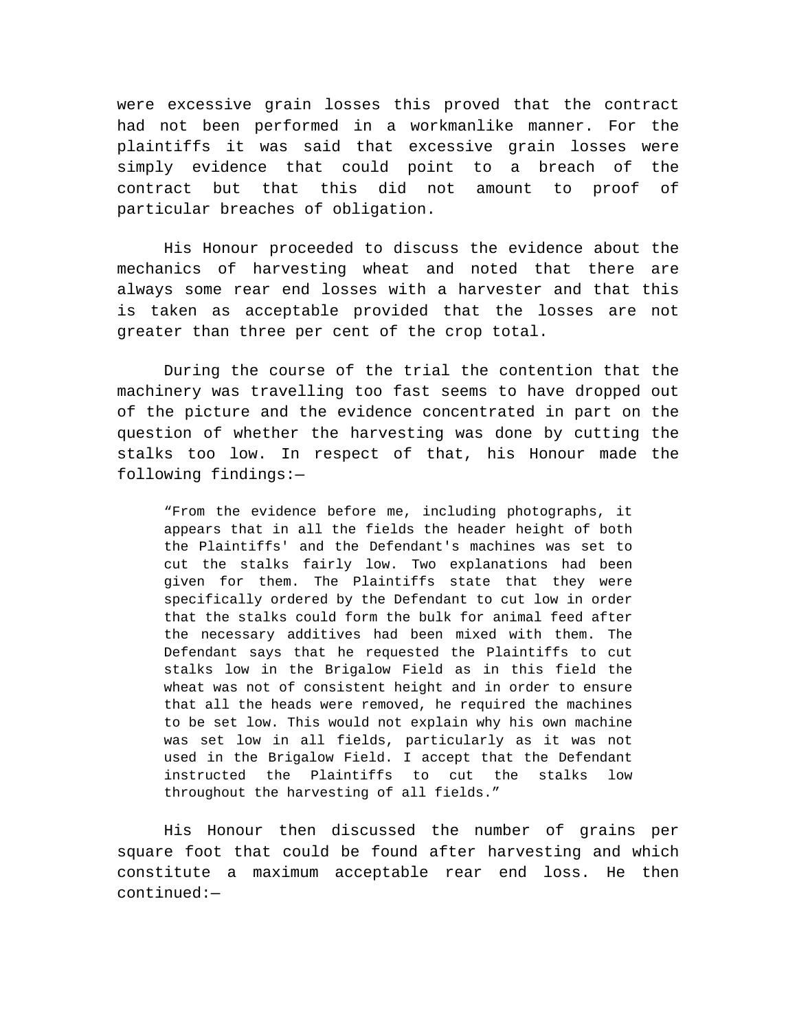were excessive grain losses this proved that the contract had not been performed in a workmanlike manner. For the plaintiffs it was said that excessive grain losses were simply evidence that could point to a breach of the contract but that this did not amount to proof of particular breaches of obligation.

His Honour proceeded to discuss the evidence about the mechanics of harvesting wheat and noted that there are always some rear end losses with a harvester and that this is taken as acceptable provided that the losses are not greater than three per cent of the crop total.

During the course of the trial the contention that the machinery was travelling too fast seems to have dropped out of the picture and the evidence concentrated in part on the question of whether the harvesting was done by cutting the stalks too low. In respect of that, his Honour made the following findings:—

> "From the evidence before me, including photographs, it appears that in all the fields the header height of both the Plaintiffs' and the Defendant's machines was set to cut the stalks fairly low. Two explanations had been given for them. The Plaintiffs state that they were specifically ordered by the Defendant to cut low in order that the stalks could form the bulk for animal feed after the necessary additives had been mixed with them. The Defendant says that he requested the Plaintiffs to cut stalks low in the Brigalow Field as in this field the wheat was not of consistent height and in order to ensure that all the heads were removed, he required the machines to be set low. This would not explain why his own machine was set low in all fields, particularly as it was not used in the Brigalow Field. I accept that the Defendant instructed the Plaintiffs to cut the stalks low throughout the harvesting of all fields."

His Honour then discussed the number of grains per square foot that could be found after harvesting and which constitute a maximum acceptable rear end loss. He then continued:—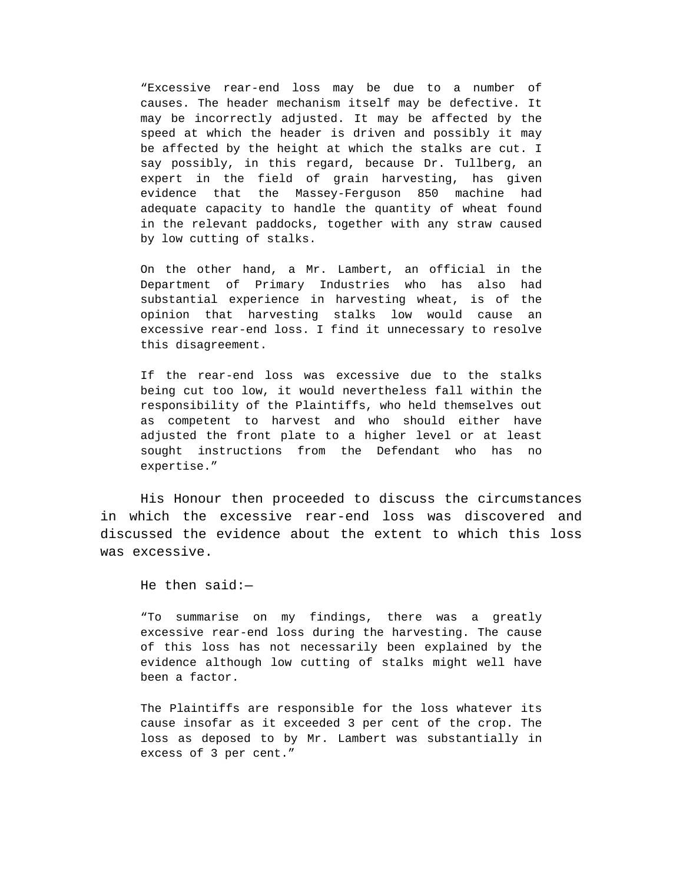> "Excessive rear-end loss may be due to a number of causes. The header mechanism itself may be defective. It may be incorrectly adjusted. It may be affected by the speed at which the header is driven and possibly it may be affected by the height at which the stalks are cut. I say possibly, in this regard, because Dr. Tullberg, an expert in the field of grain harvesting, has given evidence that the Massey-Ferguson 850 machine had adequate capacity to handle the quantity of wheat found in the relevant paddocks, together with any straw caused by low cutting of stalks.
>
> On the other hand, a Mr. Lambert, an official in the Department of Primary Industries who has also had substantial experience in harvesting wheat, is of the opinion that harvesting stalks low would cause an excessive rear-end loss. I find it unnecessary to resolve this disagreement.
>
> If the rear-end loss was excessive due to the stalks being cut too low, it would nevertheless fall within the responsibility of the Plaintiffs, who held themselves out as competent to harvest and who should either have adjusted the front plate to a higher level or at least sought instructions from the Defendant who has no expertise."

His Honour then proceeded to discuss the circumstances in which the excessive rear-end loss was discovered and discussed the evidence about the extent to which this loss was excessive.

He then said:—

> "To summarise on my findings, there was a greatly excessive rear-end loss during the harvesting. The cause of this loss has not necessarily been explained by the evidence although low cutting of stalks might well have been a factor.
>
> The Plaintiffs are responsible for the loss whatever its cause insofar as it exceeded 3 per cent of the crop. The loss as deposed to by Mr. Lambert was substantially in excess of 3 per cent."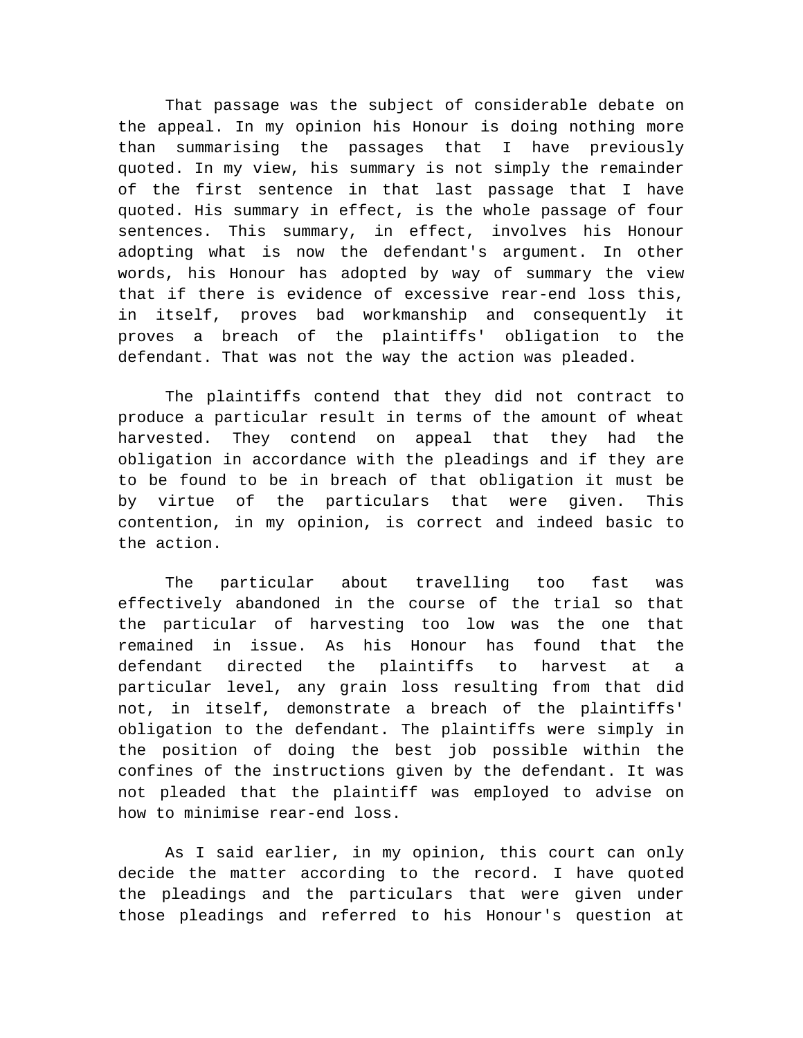That passage was the subject of considerable debate on the appeal. In my opinion his Honour is doing nothing more than summarising the passages that I have previously quoted. In my view, his summary is not simply the remainder of the first sentence in that last passage that I have quoted. His summary in effect, is the whole passage of four sentences. This summary, in effect, involves his Honour adopting what is now the defendant's argument. In other words, his Honour has adopted by way of summary the view that if there is evidence of excessive rear-end loss this, in itself, proves bad workmanship and consequently it proves a breach of the plaintiffs' obligation to the defendant. That was not the way the action was pleaded.

The plaintiffs contend that they did not contract to produce a particular result in terms of the amount of wheat harvested. They contend on appeal that they had the obligation in accordance with the pleadings and if they are to be found to be in breach of that obligation it must be by virtue of the particulars that were given. This contention, in my opinion, is correct and indeed basic to the action.

The particular about travelling too fast was effectively abandoned in the course of the trial so that the particular of harvesting too low was the one that remained in issue. As his Honour has found that the defendant directed the plaintiffs to harvest at a particular level, any grain loss resulting from that did not, in itself, demonstrate a breach of the plaintiffs' obligation to the defendant. The plaintiffs were simply in the position of doing the best job possible within the confines of the instructions given by the defendant. It was not pleaded that the plaintiff was employed to advise on how to minimise rear-end loss.

As I said earlier, in my opinion, this court can only decide the matter according to the record. I have quoted the pleadings and the particulars that were given under those pleadings and referred to his Honour's question at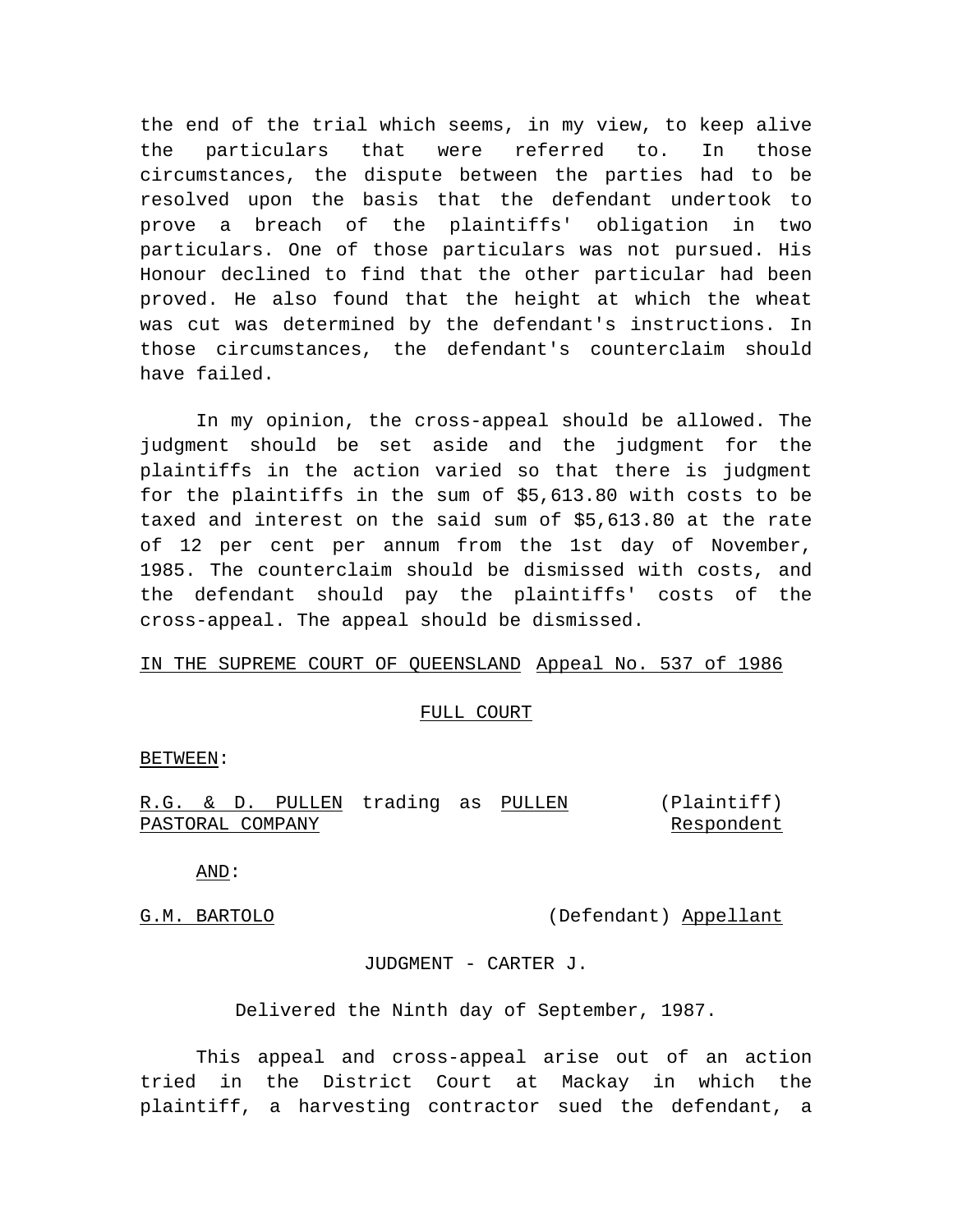the end of the trial which seems, in my view, to keep alive the particulars that were referred to. In those circumstances, the dispute between the parties had to be resolved upon the basis that the defendant undertook to prove a breach of the plaintiffs' obligation in two particulars. One of those particulars was not pursued. His Honour declined to find that the other particular had been proved. He also found that the height at which the wheat was cut was determined by the defendant's instructions. In those circumstances, the defendant's counterclaim should have failed.

In my opinion, the cross-appeal should be allowed. The judgment should be set aside and the judgment for the plaintiffs in the action varied so that there is judgment for the plaintiffs in the sum of $5,613.80 with costs to be taxed and interest on the said sum of $5,613.80 at the rate of 12 per cent per annum from the 1st day of November, 1985. The counterclaim should be dismissed with costs, and the defendant should pay the plaintiffs' costs of the cross-appeal. The appeal should be dismissed.

IN THE SUPREME COURT OF QUEENSLAND Appeal No. 537 of 1986

FULL COURT

BETWEEN:

R.G. & D. PULLEN trading as PULLEN PASTORAL COMPANY (Plaintiff) Respondent

AND:

G.M. BARTOLO (Defendant) Appellant

JUDGMENT - CARTER J.

Delivered the Ninth day of September, 1987.

This appeal and cross-appeal arise out of an action tried in the District Court at Mackay in which the plaintiff, a harvesting contractor sued the defendant, a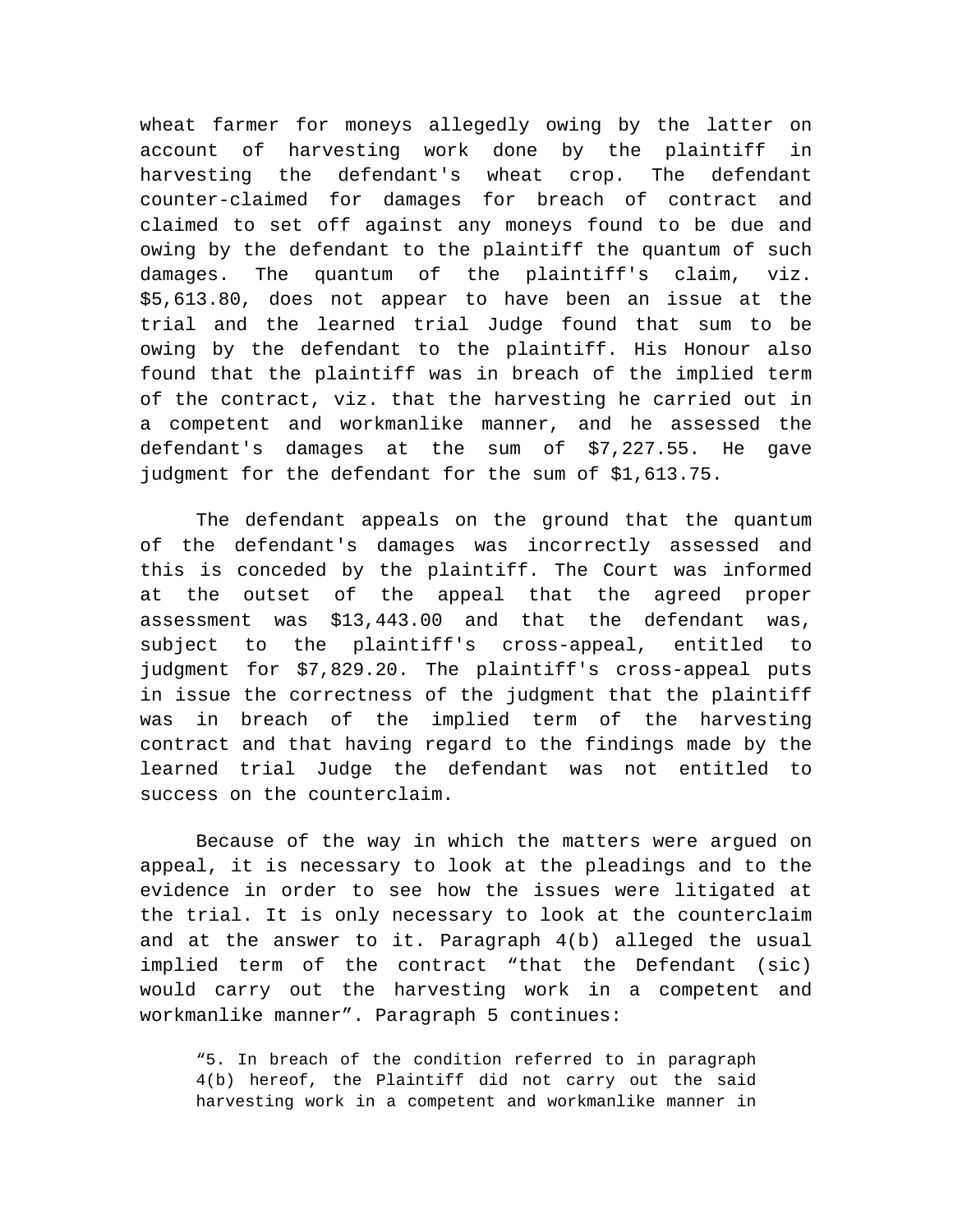wheat farmer for moneys allegedly owing by the latter on account of harvesting work done by the plaintiff in harvesting the defendant's wheat crop. The defendant counter-claimed for damages for breach of contract and claimed to set off against any moneys found to be due and owing by the defendant to the plaintiff the quantum of such damages. The quantum of the plaintiff's claim, viz. $5,613.80, does not appear to have been an issue at the trial and the learned trial Judge found that sum to be owing by the defendant to the plaintiff. His Honour also found that the plaintiff was in breach of the implied term of the contract, viz. that the harvesting he carried out in a competent and workmanlike manner, and he assessed the defendant's damages at the sum of $7,227.55. He gave judgment for the defendant for the sum of $1,613.75.

The defendant appeals on the ground that the quantum of the defendant's damages was incorrectly assessed and this is conceded by the plaintiff. The Court was informed at the outset of the appeal that the agreed proper assessment was $13,443.00 and that the defendant was, subject to the plaintiff's cross-appeal, entitled to judgment for $7,829.20. The plaintiff's cross-appeal puts in issue the correctness of the judgment that the plaintiff was in breach of the implied term of the harvesting contract and that having regard to the findings made by the learned trial Judge the defendant was not entitled to success on the counterclaim.

Because of the way in which the matters were argued on appeal, it is necessary to look at the pleadings and to the evidence in order to see how the issues were litigated at the trial. It is only necessary to look at the counterclaim and at the answer to it. Paragraph 4(b) alleged the usual implied term of the contract "that the Defendant (sic) would carry out the harvesting work in a competent and workmanlike manner". Paragraph 5 continues:

> "5. In breach of the condition referred to in paragraph 4(b) hereof, the Plaintiff did not carry out the said harvesting work in a competent and workmanlike manner in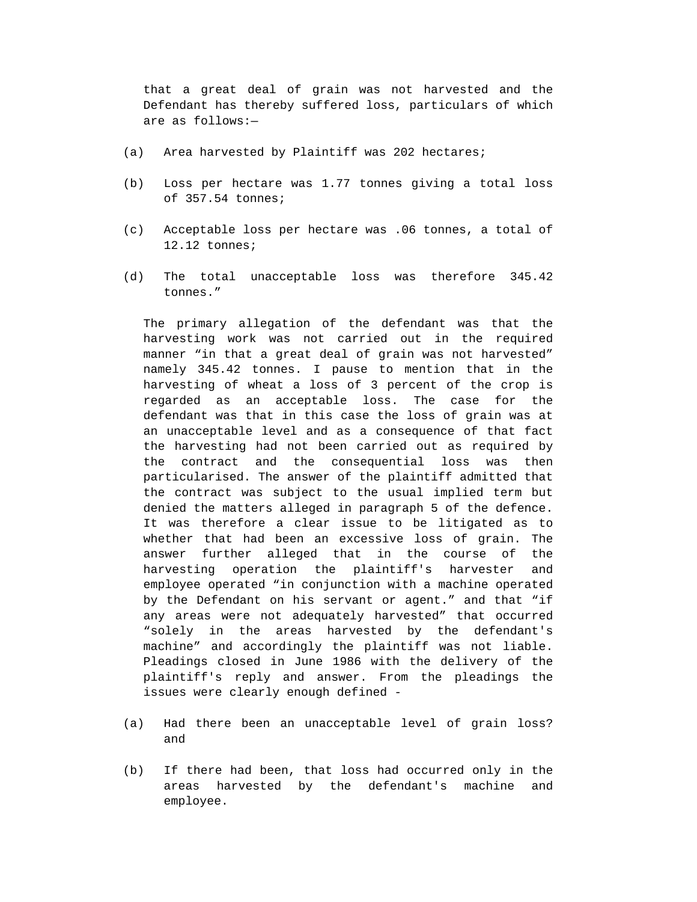that a great deal of grain was not harvested and the Defendant has thereby suffered loss, particulars of which are as follows:—

(a) Area harvested by Plaintiff was 202 hectares;

(b) Loss per hectare was 1.77 tonnes giving a total loss of 357.54 tonnes;

(c) Acceptable loss per hectare was .06 tonnes, a total of 12.12 tonnes;

(d) The total unacceptable loss was therefore 345.42 tonnes."

The primary allegation of the defendant was that the harvesting work was not carried out in the required manner "in that a great deal of grain was not harvested" namely 345.42 tonnes. I pause to mention that in the harvesting of wheat a loss of 3 percent of the crop is regarded as an acceptable loss. The case for the defendant was that in this case the loss of grain was at an unacceptable level and as a consequence of that fact the harvesting had not been carried out as required by the contract and the consequential loss was then particularised. The answer of the plaintiff admitted that the contract was subject to the usual implied term but denied the matters alleged in paragraph 5 of the defence. It was therefore a clear issue to be litigated as to whether that had been an excessive loss of grain. The answer further alleged that in the course of the harvesting operation the plaintiff's harvester and employee operated "in conjunction with a machine operated by the Defendant on his servant or agent." and that "if any areas were not adequately harvested" that occurred "solely in the areas harvested by the defendant's machine" and accordingly the plaintiff was not liable. Pleadings closed in June 1986 with the delivery of the plaintiff's reply and answer. From the pleadings the issues were clearly enough defined -

(a) Had there been an unacceptable level of grain loss? and

(b) If there had been, that loss had occurred only in the areas harvested by the defendant's machine and employee.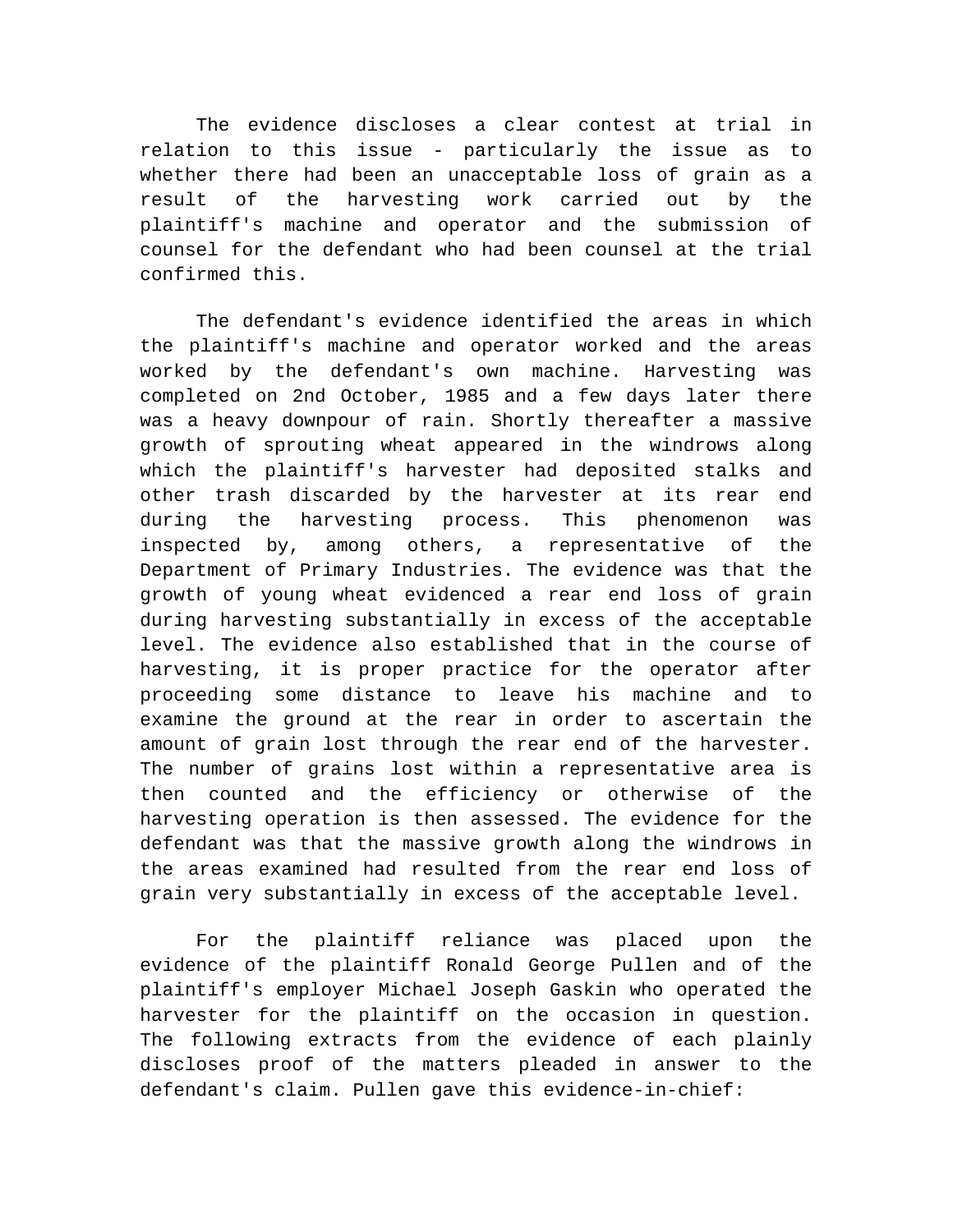The evidence discloses a clear contest at trial in relation to this issue - particularly the issue as to whether there had been an unacceptable loss of grain as a result of the harvesting work carried out by the plaintiff's machine and operator and the submission of counsel for the defendant who had been counsel at the trial confirmed this.

The defendant's evidence identified the areas in which the plaintiff's machine and operator worked and the areas worked by the defendant's own machine. Harvesting was completed on 2nd October, 1985 and a few days later there was a heavy downpour of rain. Shortly thereafter a massive growth of sprouting wheat appeared in the windrows along which the plaintiff's harvester had deposited stalks and other trash discarded by the harvester at its rear end during the harvesting process. This phenomenon was inspected by, among others, a representative of the Department of Primary Industries. The evidence was that the growth of young wheat evidenced a rear end loss of grain during harvesting substantially in excess of the acceptable level. The evidence also established that in the course of harvesting, it is proper practice for the operator after proceeding some distance to leave his machine and to examine the ground at the rear in order to ascertain the amount of grain lost through the rear end of the harvester. The number of grains lost within a representative area is then counted and the efficiency or otherwise of the harvesting operation is then assessed. The evidence for the defendant was that the massive growth along the windrows in the areas examined had resulted from the rear end loss of grain very substantially in excess of the acceptable level.

For the plaintiff reliance was placed upon the evidence of the plaintiff Ronald George Pullen and of the plaintiff's employer Michael Joseph Gaskin who operated the harvester for the plaintiff on the occasion in question. The following extracts from the evidence of each plainly discloses proof of the matters pleaded in answer to the defendant's claim. Pullen gave this evidence-in-chief: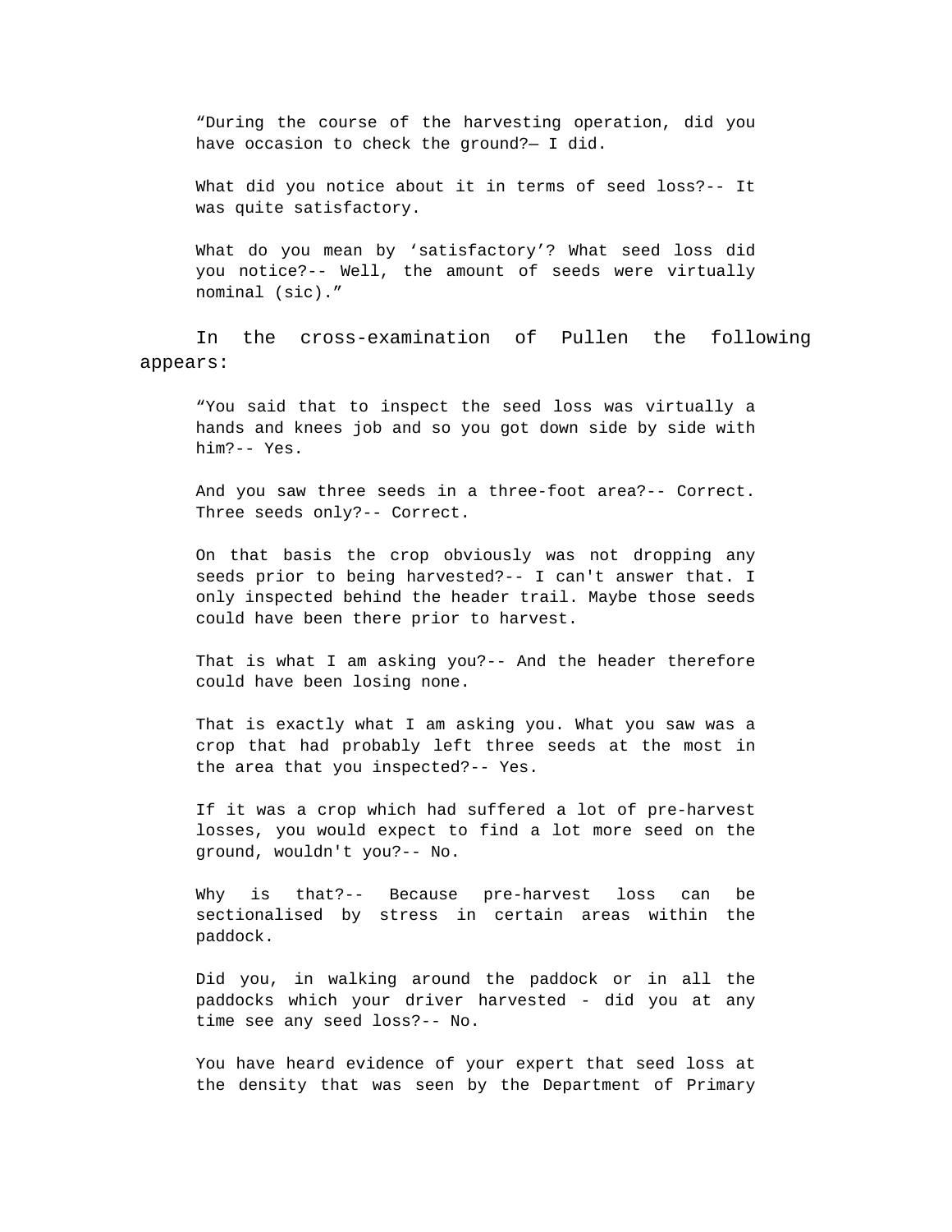> "During the course of the harvesting operation, did you have occasion to check the ground?— I did.
>
> What did you notice about it in terms of seed loss?-- It was quite satisfactory.
>
> What do you mean by 'satisfactory'? What seed loss did you notice?-- Well, the amount of seeds were virtually nominal (sic)."

In the cross-examination of Pullen the following appears:

> "You said that to inspect the seed loss was virtually a hands and knees job and so you got down side by side with him?-- Yes.
>
> And you saw three seeds in a three-foot area?-- Correct. Three seeds only?-- Correct.
>
> On that basis the crop obviously was not dropping any seeds prior to being harvested?-- I can't answer that. I only inspected behind the header trail. Maybe those seeds could have been there prior to harvest.
>
> That is what I am asking you?-- And the header therefore could have been losing none.
>
> That is exactly what I am asking you. What you saw was a crop that had probably left three seeds at the most in the area that you inspected?-- Yes.
>
> If it was a crop which had suffered a lot of pre-harvest losses, you would expect to find a lot more seed on the ground, wouldn't you?-- No.
>
> Why is that?-- Because pre-harvest loss can be sectionalised by stress in certain areas within the paddock.
>
> Did you, in walking around the paddock or in all the paddocks which your driver harvested - did you at any time see any seed loss?-- No.
>
> You have heard evidence of your expert that seed loss at the density that was seen by the Department of Primary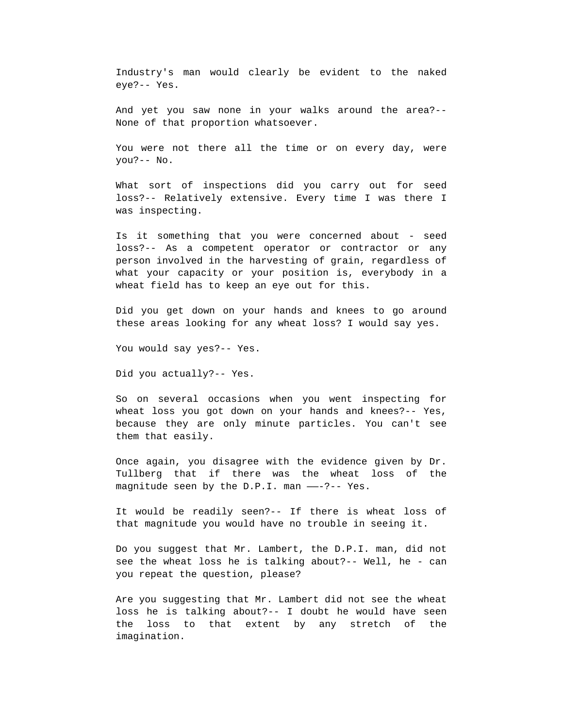Industry's man would clearly be evident to the naked eye?-- Yes.

And yet you saw none in your walks around the area?-- None of that proportion whatsoever.

You were not there all the time or on every day, were you?-- No.

What sort of inspections did you carry out for seed loss?-- Relatively extensive. Every time I was there I was inspecting.

Is it something that you were concerned about - seed loss?-- As a competent operator or contractor or any person involved in the harvesting of grain, regardless of what your capacity or your position is, everybody in a wheat field has to keep an eye out for this.

Did you get down on your hands and knees to go around these areas looking for any wheat loss? I would say yes.

You would say yes?-- Yes.

Did you actually?-- Yes.

So on several occasions when you went inspecting for wheat loss you got down on your hands and knees?-- Yes, because they are only minute particles. You can't see them that easily.

Once again, you disagree with the evidence given by Dr. Tullberg that if there was the wheat loss of the magnitude seen by the D.P.I. man ——-?-- Yes.

It would be readily seen?-- If there is wheat loss of that magnitude you would have no trouble in seeing it.

Do you suggest that Mr. Lambert, the D.P.I. man, did not see the wheat loss he is talking about?-- Well, he - can you repeat the question, please?

Are you suggesting that Mr. Lambert did not see the wheat loss he is talking about?-- I doubt he would have seen the loss to that extent by any stretch of the imagination.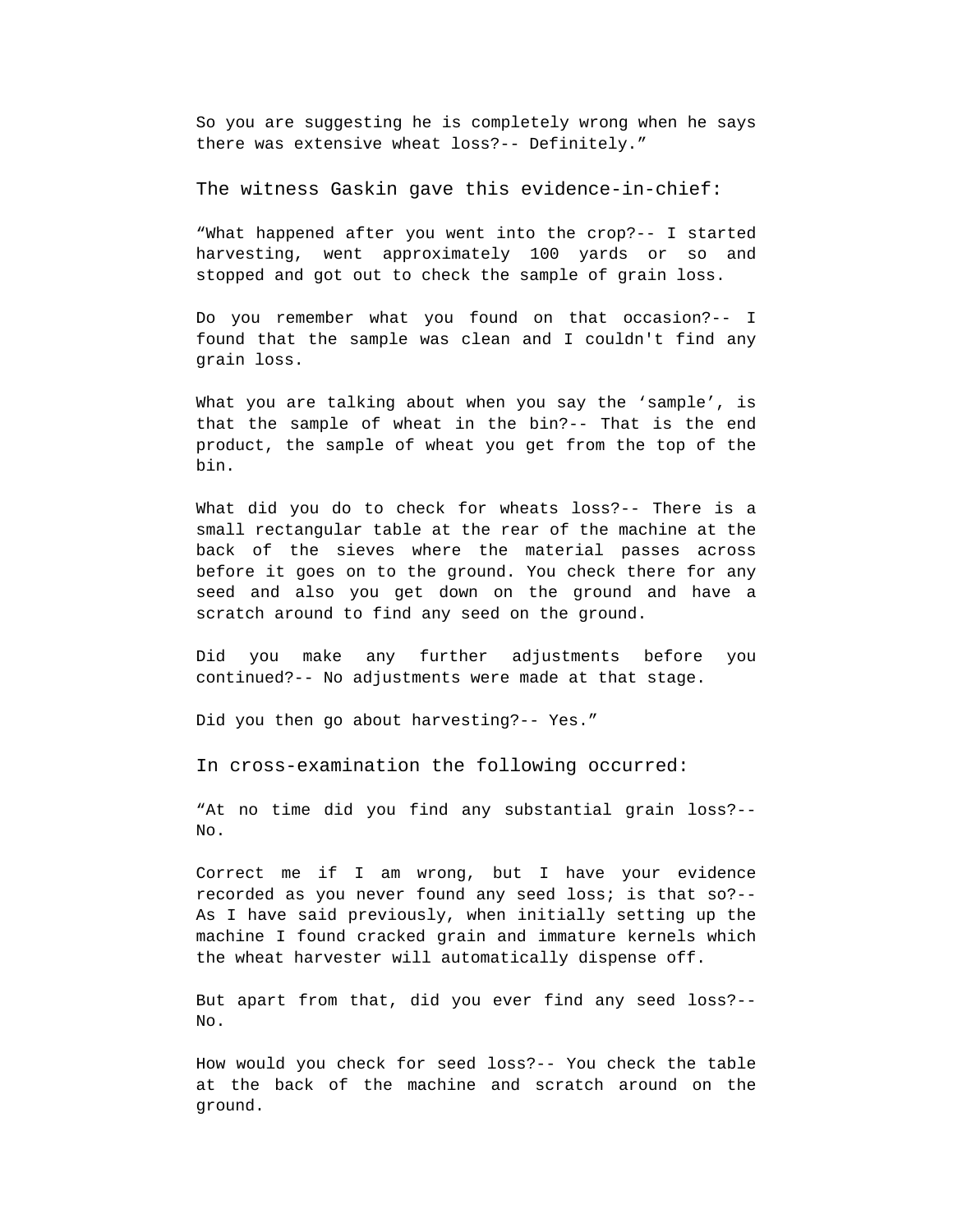So you are suggesting he is completely wrong when he says there was extensive wheat loss?-- Definitely.”

The witness Gaskin gave this evidence-in-chief:

“What happened after you went into the crop?-- I started harvesting, went approximately 100 yards or so and stopped and got out to check the sample of grain loss.

Do you remember what you found on that occasion?-- I found that the sample was clean and I couldn't find any grain loss.

What you are talking about when you say the ‘sample’, is that the sample of wheat in the bin?-- That is the end product, the sample of wheat you get from the top of the bin.

What did you do to check for wheats loss?-- There is a small rectangular table at the rear of the machine at the back of the sieves where the material passes across before it goes on to the ground. You check there for any seed and also you get down on the ground and have a scratch around to find any seed on the ground.

Did you make any further adjustments before you continued?-- No adjustments were made at that stage.

Did you then go about harvesting?-- Yes.”

In cross-examination the following occurred:

“At no time did you find any substantial grain loss?-- No.

Correct me if I am wrong, but I have your evidence recorded as you never found any seed loss; is that so?-- As I have said previously, when initially setting up the machine I found cracked grain and immature kernels which the wheat harvester will automatically dispense off.

But apart from that, did you ever find any seed loss?-- No.

How would you check for seed loss?-- You check the table at the back of the machine and scratch around on the ground.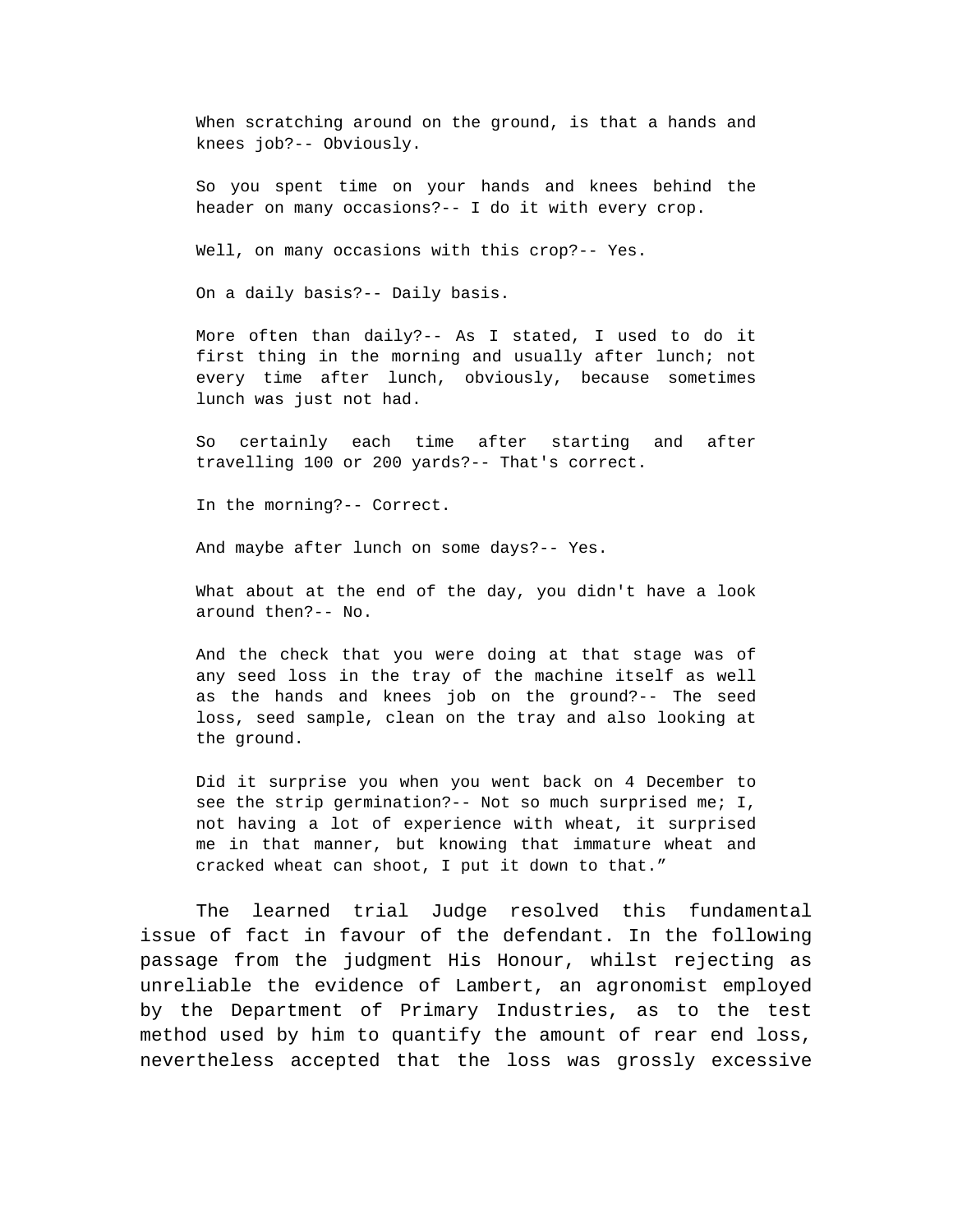When scratching around on the ground, is that a hands and knees job?-- Obviously.

So you spent time on your hands and knees behind the header on many occasions?-- I do it with every crop.

Well, on many occasions with this crop?-- Yes.

On a daily basis?-- Daily basis.

More often than daily?-- As I stated, I used to do it first thing in the morning and usually after lunch; not every time after lunch, obviously, because sometimes lunch was just not had.

So certainly each time after starting and after travelling 100 or 200 yards?-- That's correct.

In the morning?-- Correct.

And maybe after lunch on some days?-- Yes.

What about at the end of the day, you didn't have a look around then?-- No.

And the check that you were doing at that stage was of any seed loss in the tray of the machine itself as well as the hands and knees job on the ground?-- The seed loss, seed sample, clean on the tray and also looking at the ground.

Did it surprise you when you went back on 4 December to see the strip germination?-- Not so much surprised me; I, not having a lot of experience with wheat, it surprised me in that manner, but knowing that immature wheat and cracked wheat can shoot, I put it down to that."

The learned trial Judge resolved this fundamental issue of fact in favour of the defendant. In the following passage from the judgment His Honour, whilst rejecting as unreliable the evidence of Lambert, an agronomist employed by the Department of Primary Industries, as to the test method used by him to quantify the amount of rear end loss, nevertheless accepted that the loss was grossly excessive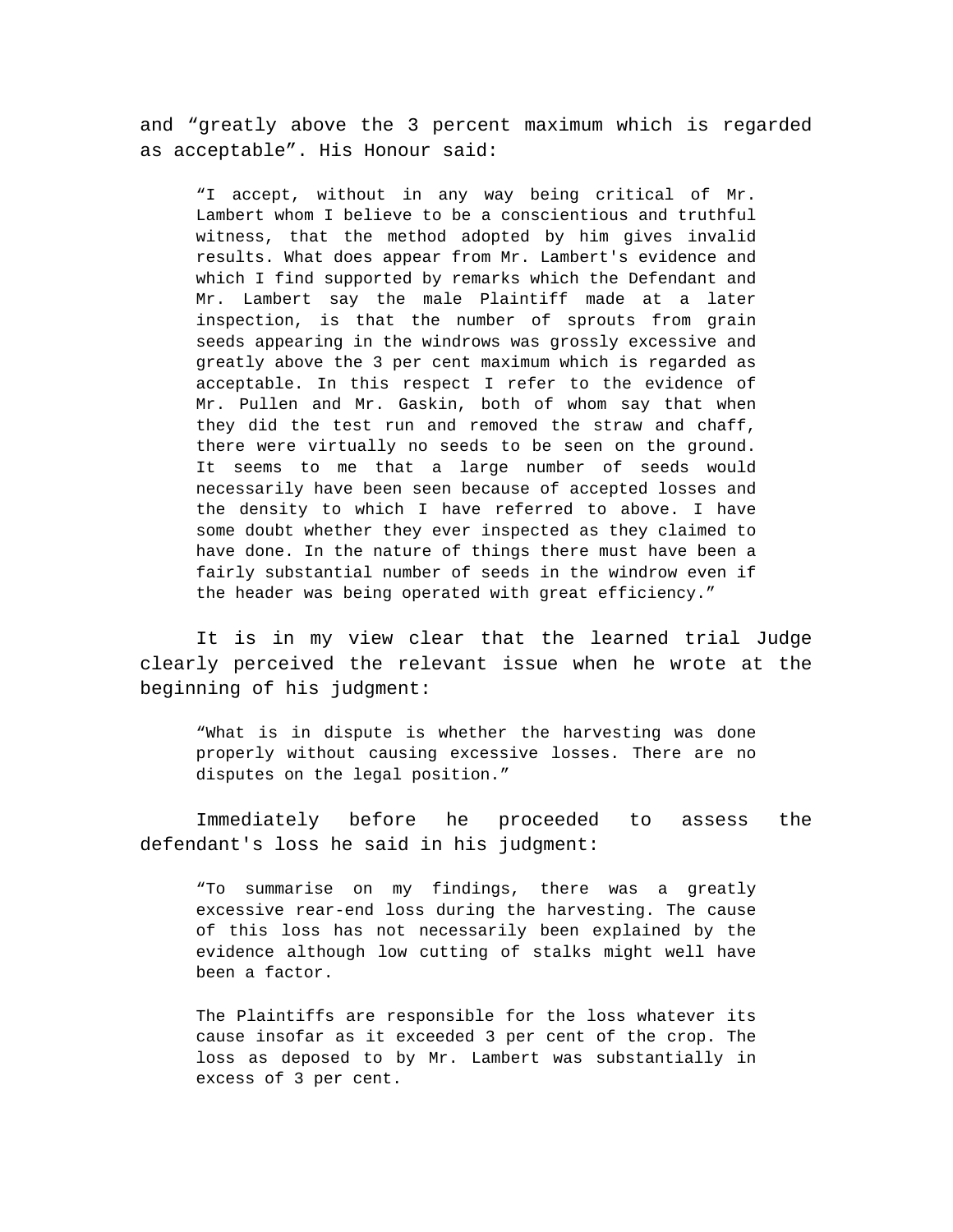and “greatly above the 3 percent maximum which is regarded as acceptable”. His Honour said:

> “I accept, without in any way being critical of Mr. Lambert whom I believe to be a conscientious and truthful witness, that the method adopted by him gives invalid results. What does appear from Mr. Lambert's evidence and which I find supported by remarks which the Defendant and Mr. Lambert say the male Plaintiff made at a later inspection, is that the number of sprouts from grain seeds appearing in the windrows was grossly excessive and greatly above the 3 per cent maximum which is regarded as acceptable. In this respect I refer to the evidence of Mr. Pullen and Mr. Gaskin, both of whom say that when they did the test run and removed the straw and chaff, there were virtually no seeds to be seen on the ground. It seems to me that a large number of seeds would necessarily have been seen because of accepted losses and the density to which I have referred to above. I have some doubt whether they ever inspected as they claimed to have done. In the nature of things there must have been a fairly substantial number of seeds in the windrow even if the header was being operated with great efficiency.”

It is in my view clear that the learned trial Judge clearly perceived the relevant issue when he wrote at the beginning of his judgment:

> “What is in dispute is whether the harvesting was done properly without causing excessive losses. There are no disputes on the legal position.”

Immediately before he proceeded to assess the defendant's loss he said in his judgment:

> “To summarise on my findings, there was a greatly excessive rear-end loss during the harvesting. The cause of this loss has not necessarily been explained by the evidence although low cutting of stalks might well have been a factor.
>
> The Plaintiffs are responsible for the loss whatever its cause insofar as it exceeded 3 per cent of the crop. The loss as deposed to by Mr. Lambert was substantially in excess of 3 per cent.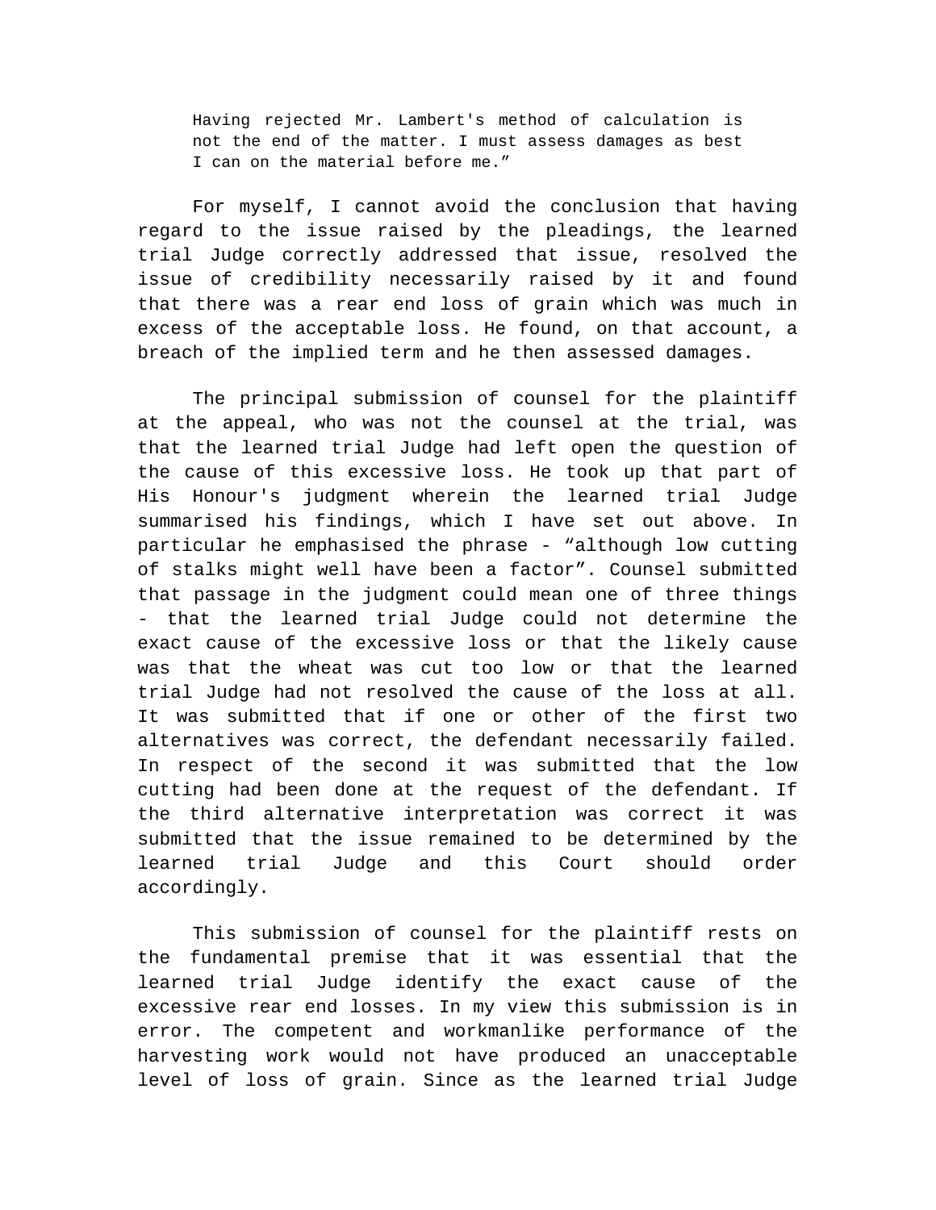> Having rejected Mr. Lambert's method of calculation is not the end of the matter. I must assess damages as best I can on the material before me."

For myself, I cannot avoid the conclusion that having regard to the issue raised by the pleadings, the learned trial Judge correctly addressed that issue, resolved the issue of credibility necessarily raised by it and found that there was a rear end loss of grain which was much in excess of the acceptable loss. He found, on that account, a breach of the implied term and he then assessed damages.

The principal submission of counsel for the plaintiff at the appeal, who was not the counsel at the trial, was that the learned trial Judge had left open the question of the cause of this excessive loss. He took up that part of His Honour's judgment wherein the learned trial Judge summarised his findings, which I have set out above. In particular he emphasised the phrase - "although low cutting of stalks might well have been a factor". Counsel submitted that passage in the judgment could mean one of three things - that the learned trial Judge could not determine the exact cause of the excessive loss or that the likely cause was that the wheat was cut too low or that the learned trial Judge had not resolved the cause of the loss at all. It was submitted that if one or other of the first two alternatives was correct, the defendant necessarily failed. In respect of the second it was submitted that the low cutting had been done at the request of the defendant. If the third alternative interpretation was correct it was submitted that the issue remained to be determined by the learned trial Judge and this Court should order accordingly.

This submission of counsel for the plaintiff rests on the fundamental premise that it was essential that the learned trial Judge identify the exact cause of the excessive rear end losses. In my view this submission is in error. The competent and workmanlike performance of the harvesting work would not have produced an unacceptable level of loss of grain. Since as the learned trial Judge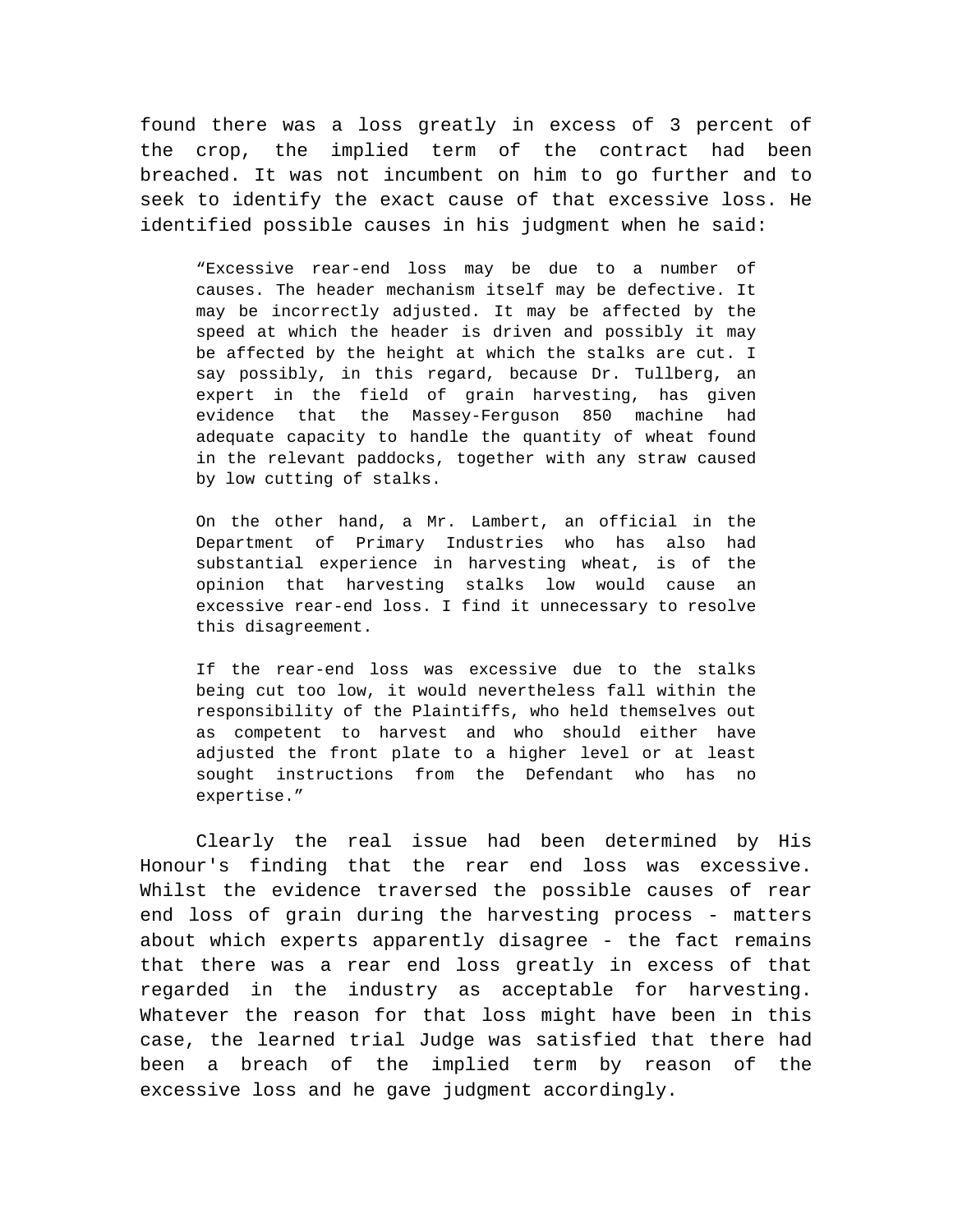found there was a loss greatly in excess of 3 percent of the crop, the implied term of the contract had been breached. It was not incumbent on him to go further and to seek to identify the exact cause of that excessive loss. He identified possible causes in his judgment when he said:

> "Excessive rear-end loss may be due to a number of causes. The header mechanism itself may be defective. It may be incorrectly adjusted. It may be affected by the speed at which the header is driven and possibly it may be affected by the height at which the stalks are cut. I say possibly, in this regard, because Dr. Tullberg, an expert in the field of grain harvesting, has given evidence that the Massey-Ferguson 850 machine had adequate capacity to handle the quantity of wheat found in the relevant paddocks, together with any straw caused by low cutting of stalks.
>
> On the other hand, a Mr. Lambert, an official in the Department of Primary Industries who has also had substantial experience in harvesting wheat, is of the opinion that harvesting stalks low would cause an excessive rear-end loss. I find it unnecessary to resolve this disagreement.
>
> If the rear-end loss was excessive due to the stalks being cut too low, it would nevertheless fall within the responsibility of the Plaintiffs, who held themselves out as competent to harvest and who should either have adjusted the front plate to a higher level or at least sought instructions from the Defendant who has no expertise."

Clearly the real issue had been determined by His Honour's finding that the rear end loss was excessive. Whilst the evidence traversed the possible causes of rear end loss of grain during the harvesting process - matters about which experts apparently disagree - the fact remains that there was a rear end loss greatly in excess of that regarded in the industry as acceptable for harvesting. Whatever the reason for that loss might have been in this case, the learned trial Judge was satisfied that there had been a breach of the implied term by reason of the excessive loss and he gave judgment accordingly.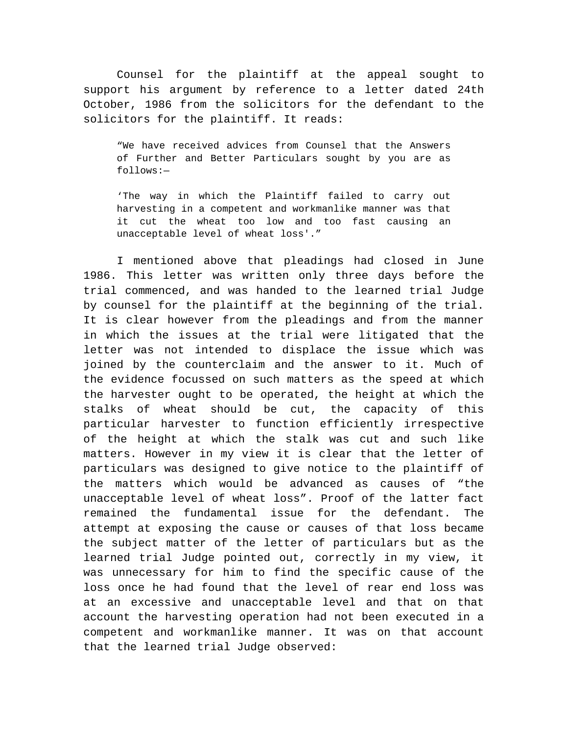Counsel for the plaintiff at the appeal sought to support his argument by reference to a letter dated 24th October, 1986 from the solicitors for the defendant to the solicitors for the plaintiff. It reads:

> "We have received advices from Counsel that the Answers of Further and Better Particulars sought by you are as follows:—
>
> 'The way in which the Plaintiff failed to carry out harvesting in a competent and workmanlike manner was that it cut the wheat too low and too fast causing an unacceptable level of wheat loss'."

I mentioned above that pleadings had closed in June 1986. This letter was written only three days before the trial commenced, and was handed to the learned trial Judge by counsel for the plaintiff at the beginning of the trial. It is clear however from the pleadings and from the manner in which the issues at the trial were litigated that the letter was not intended to displace the issue which was joined by the counterclaim and the answer to it. Much of the evidence focussed on such matters as the speed at which the harvester ought to be operated, the height at which the stalks of wheat should be cut, the capacity of this particular harvester to function efficiently irrespective of the height at which the stalk was cut and such like matters. However in my view it is clear that the letter of particulars was designed to give notice to the plaintiff of the matters which would be advanced as causes of "the unacceptable level of wheat loss". Proof of the latter fact remained the fundamental issue for the defendant. The attempt at exposing the cause or causes of that loss became the subject matter of the letter of particulars but as the learned trial Judge pointed out, correctly in my view, it was unnecessary for him to find the specific cause of the loss once he had found that the level of rear end loss was at an excessive and unacceptable level and that on that account the harvesting operation had not been executed in a competent and workmanlike manner. It was on that account that the learned trial Judge observed: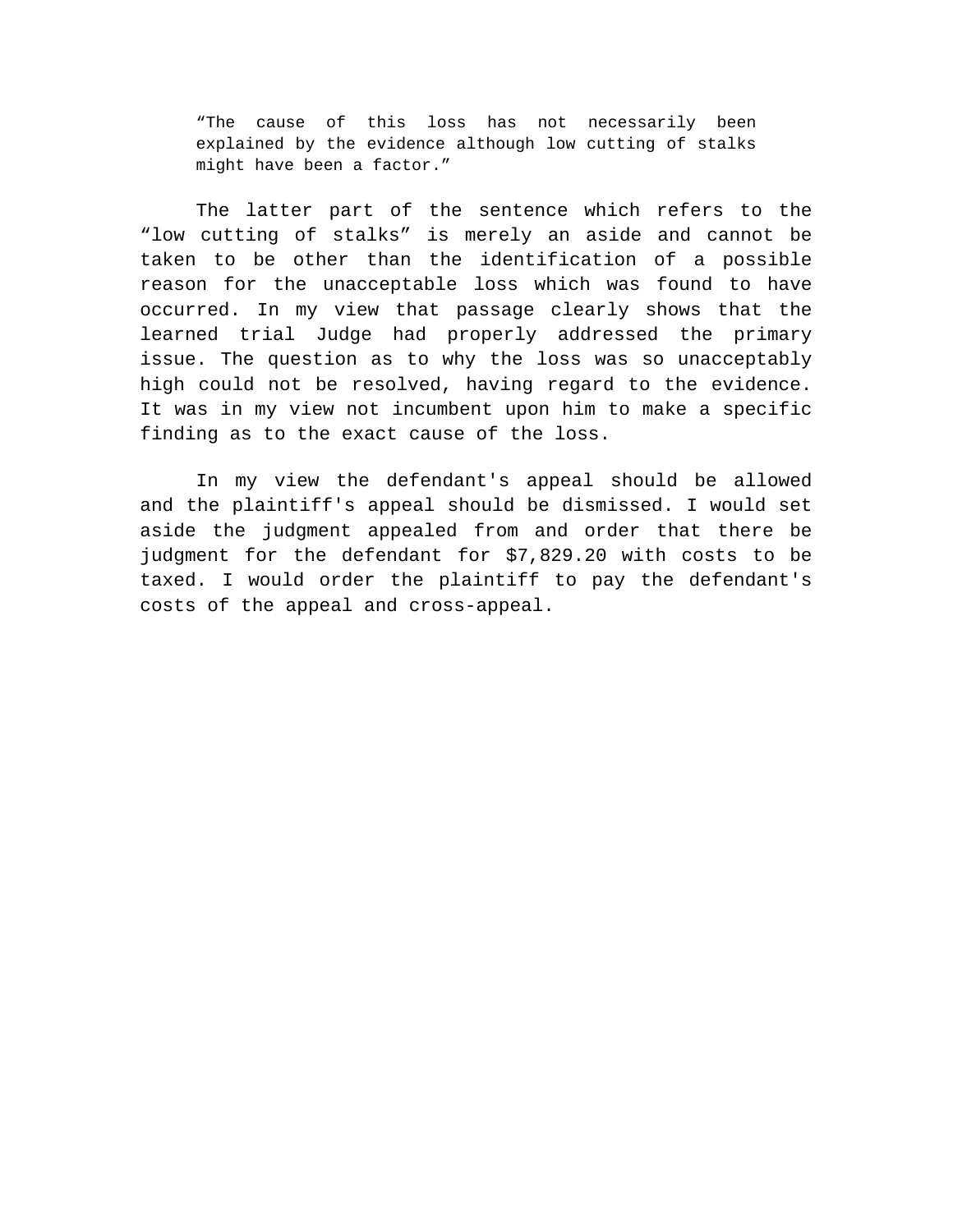> “The cause of this loss has not necessarily been explained by the evidence although low cutting of stalks might have been a factor.”

The latter part of the sentence which refers to the “low cutting of stalks” is merely an aside and cannot be taken to be other than the identification of a possible reason for the unacceptable loss which was found to have occurred. In my view that passage clearly shows that the learned trial Judge had properly addressed the primary issue. The question as to why the loss was so unacceptably high could not be resolved, having regard to the evidence. It was in my view not incumbent upon him to make a specific finding as to the exact cause of the loss.

In my view the defendant's appeal should be allowed and the plaintiff's appeal should be dismissed. I would set aside the judgment appealed from and order that there be judgment for the defendant for $7,829.20 with costs to be taxed. I would order the plaintiff to pay the defendant's costs of the appeal and cross-appeal.